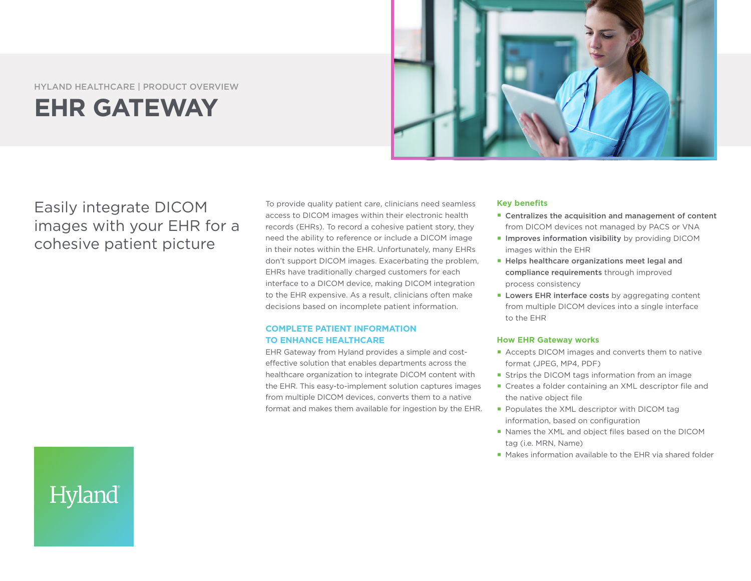HYLAND HEALTHCARE | PRODUCT OVERVIEW

# EHR GATEWAY

## Easily integrate DICOM images with your EHR for a cohesive patient picture

To provide quality patient care, clinicians need seamless access to DICOM images within their electronic health records (EHRs). To record a cohesive patient story, they need the ability to reference or include a DICOM image in their notes within the EHR. Unfortunately, many EHRs don't support DICOM images. Exacerbating the problem, EHRs have traditionally charged customers for each interface to a DICOM device, making DICOM integration to the EHR expensive. As a result, clinicians often make decisions based on incomplete patient information.

### COMPLETE PATIENT INFORMATION TO ENHANCE HEALTHCARE

EHR Gateway from Hyland provides a simple and cost-effective solution that enables departments across the healthcare organization to integrate DICOM content with the EHR. This easy-to-implement solution captures images from multiple DICOM devices, converts them to a native format and makes them available for ingestion by the EHR.

### Key benefits

- **Centralizes the acquisition and management of content** from DICOM devices not managed by PACS or VNA
- **Improves information visibility** by providing DICOM images within the EHR
- **Helps healthcare organizations meet legal and compliance requirements** through improved process consistency
- **Lowers EHR interface costs** by aggregating content from multiple DICOM devices into a single interface to the EHR

### How EHR Gateway works

- Accepts DICOM images and converts them to native format (JPEG, MP4, PDF)
- Strips the DICOM tags information from an image
- Creates a folder containing an XML descriptor file and the native object file
- Populates the XML descriptor with DICOM tag information, based on configuration
- Names the XML and object files based on the DICOM tag (i.e. MRN, Name)
- Makes information available to the EHR via shared folder

Hyland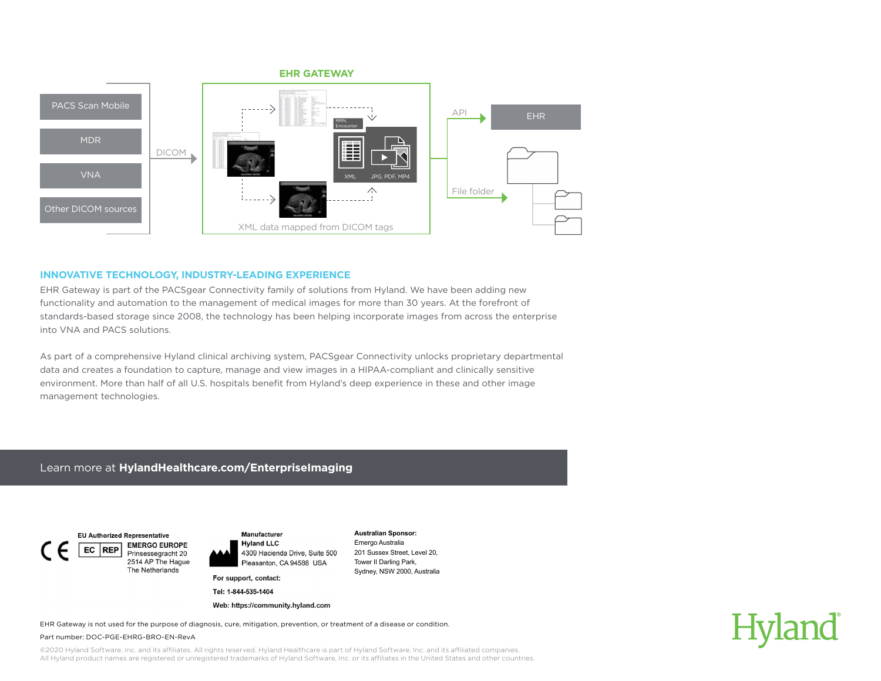EHR GATEWAY

PACS Scan Mobile

MDR

VNA

Other DICOM sources

DICOM

MRN, Encounter

XML

JPG, PDF, MP4

XML data mapped from DICOM tags

API

EHR

File folder

## INNOVATIVE TECHNOLOGY, INDUSTRY-LEADING EXPERIENCE

EHR Gateway is part of the PACSgear Connectivity family of solutions from Hyland. We have been adding new functionality and automation to the management of medical images for more than 30 years. At the forefront of standards-based storage since 2008, the technology has been helping incorporate images from across the enterprise into VNA and PACS solutions.

As part of a comprehensive Hyland clinical archiving system, PACSgear Connectivity unlocks proprietary departmental data and creates a foundation to capture, manage and view images in a HIPAA-compliant and clinically sensitive environment. More than half of all U.S. hospitals benefit from Hyland's deep experience in these and other image management technologies.

Learn more at **HylandHealthcare.com/EnterpriseImaging**

**EU Authorized Representative**
EC REP
**EMERGO EUROPE**
Prinsessegracht 20
2514 AP The Hague
The Netherlands

**Manufacturer**
**Hyland LLC**
4309 Hacienda Drive, Suite 500
Pleasanton, CA 94588 USA

**For support, contact:**
**Tel: 1-844-535-1404**
**Web: https://community.hyland.com**

**Australian Sponsor:**
Emergo Australia
201 Sussex Street, Level 20,
Tower II Darling Park,
Sydney, NSW 2000, Australia

EHR Gateway is not used for the purpose of diagnosis, cure, mitigation, prevention, or treatment of a disease or condition.

Part number: DOC-PGE-EHRG-BRO-EN-RevA

©2020 Hyland Software, Inc. and its affiliates. All rights reserved. Hyland Healthcare is part of Hyland Software, Inc. and its affiliated companies.
All Hyland product names are registered or unregistered trademarks of Hyland Software, Inc. or its affiliates in the United States and other countries.

Hyland®